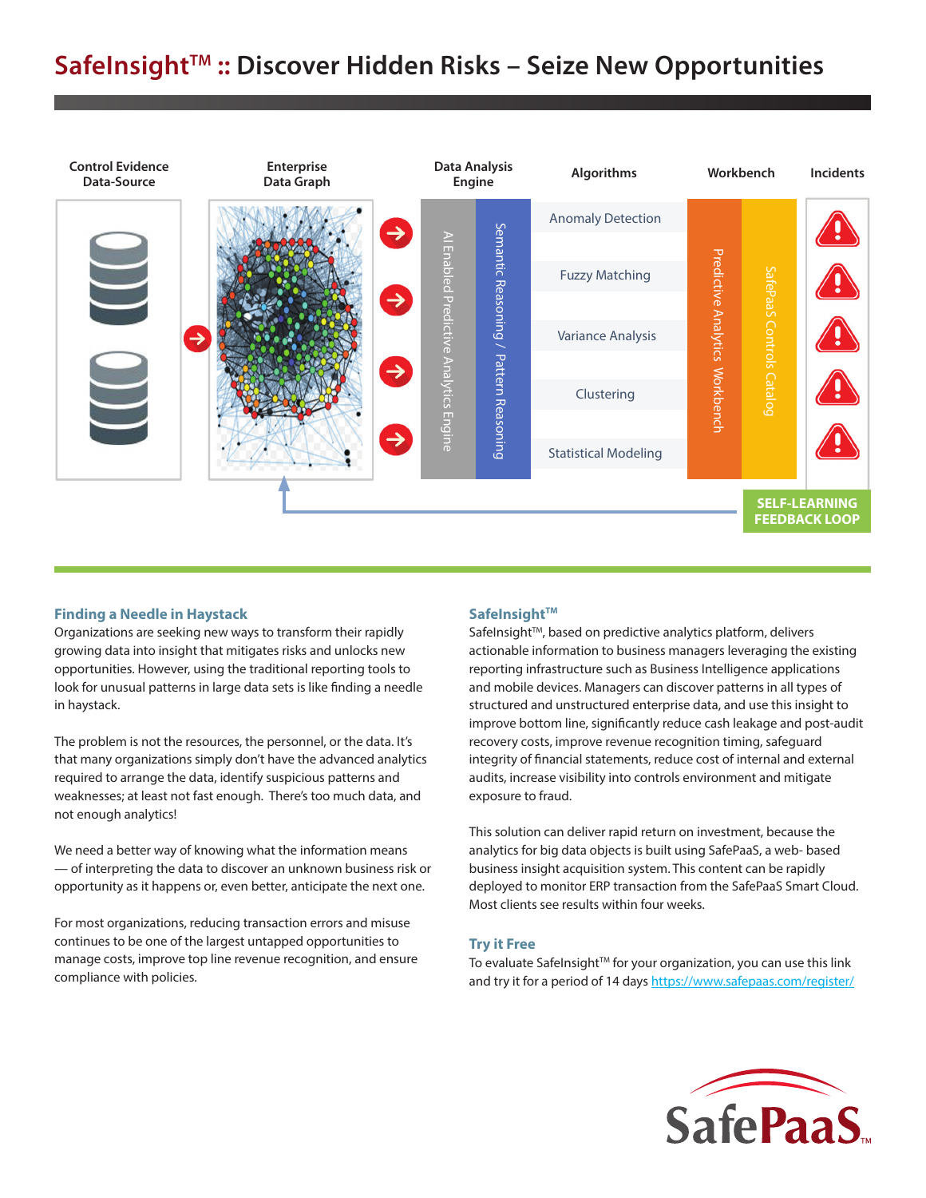# SafeInsight™ :: Discover Hidden Risks – Seize New Opportunities

Control Evidence Data-Source → Enterprise Data Graph → Data Analysis Engine (AI Enabled Predictive Analytics Engine; Semantic Reasoning / Pattern Reasoning) → Algorithms (Anomaly Detection; Fuzzy Matching; Variance Analysis; Clustering; Statistical Modeling) → Workbench (Predictive Analytics Workbench; SafePaaS Controls Catalog) → Incidents

SELF-LEARNING FEEDBACK LOOP

### Finding a Needle in Haystack

Organizations are seeking new ways to transform their rapidly growing data into insight that mitigates risks and unlocks new opportunities. However, using the traditional reporting tools to look for unusual patterns in large data sets is like finding a needle in haystack.

The problem is not the resources, the personnel, or the data. It's that many organizations simply don't have the advanced analytics required to arrange the data, identify suspicious patterns and weaknesses; at least not fast enough. There's too much data, and not enough analytics!

We need a better way of knowing what the information means — of interpreting the data to discover an unknown business risk or opportunity as it happens or, even better, anticipate the next one.

For most organizations, reducing transaction errors and misuse continues to be one of the largest untapped opportunities to manage costs, improve top line revenue recognition, and ensure compliance with policies.

### SafeInsight™

SafeInsight™, based on predictive analytics platform, delivers actionable information to business managers leveraging the existing reporting infrastructure such as Business Intelligence applications and mobile devices. Managers can discover patterns in all types of structured and unstructured enterprise data, and use this insight to improve bottom line, significantly reduce cash leakage and post-audit recovery costs, improve revenue recognition timing, safeguard integrity of financial statements, reduce cost of internal and external audits, increase visibility into controls environment and mitigate exposure to fraud.

This solution can deliver rapid return on investment, because the analytics for big data objects is built using SafePaaS, a web- based business insight acquisition system. This content can be rapidly deployed to monitor ERP transaction from the SafePaaS Smart Cloud. Most clients see results within four weeks.

### Try it Free

To evaluate SafeInsight™ for your organization, you can use this link and try it for a period of 14 days https://www.safepaas.com/register/

SafePaaS™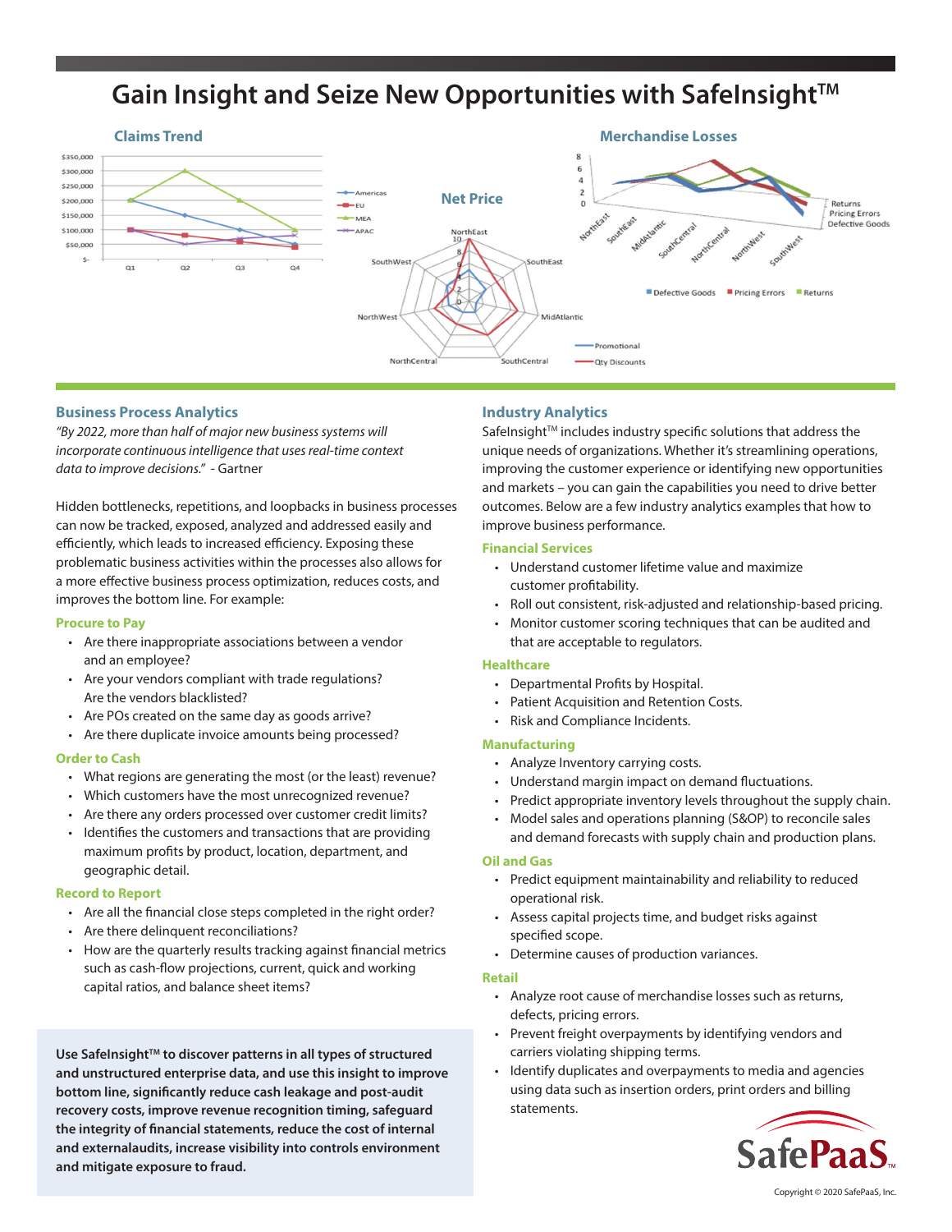# Gain Insight and Seize New Opportunities with SafeInsight™

Claims Trend

$350,000
$300,000
$250,000
$200,000
$150,000
$100,000
$50,000
$-

Q1 Q2 Q3 Q4

Americas
EU
MEA
APAC

Net Price

NorthEast
SouthEast
MidAtlantic
SouthCentral
NorthCentral
NorthWest
SouthWest

10
8
6
4
2
0

Promotional
Qty Discounts

Merchandise Losses

8
6
4
2
0

NorthEast SouthEast MidAtlantic SouthCentral NorthCentral NorthWest SouthWest

Returns
Pricing Errors
Defective Goods

Defective Goods Pricing Errors Returns

## Business Process Analytics

*"By 2022, more than half of major new business systems will incorporate continuous intelligence that uses real-time context data to improve decisions."* - Gartner

Hidden bottlenecks, repetitions, and loopbacks in business processes can now be tracked, exposed, analyzed and addressed easily and efficiently, which leads to increased efficiency. Exposing these problematic business activities within the processes also allows for a more effective business process optimization, reduces costs, and improves the bottom line. For example:

### Procure to Pay

- Are there inappropriate associations between a vendor and an employee?
- Are your vendors compliant with trade regulations? Are the vendors blacklisted?
- Are POs created on the same day as goods arrive?
- Are there duplicate invoice amounts being processed?

### Order to Cash

- What regions are generating the most (or the least) revenue?
- Which customers have the most unrecognized revenue?
- Are there any orders processed over customer credit limits?
- Identifies the customers and transactions that are providing maximum profits by product, location, department, and geographic detail.

### Record to Report

- Are all the financial close steps completed in the right order?
- Are there delinquent reconciliations?
- How are the quarterly results tracking against financial metrics such as cash-flow projections, current, quick and working capital ratios, and balance sheet items?

**Use SafeInsight™ to discover patterns in all types of structured and unstructured enterprise data, and use this insight to improve bottom line, significantly reduce cash leakage and post-audit recovery costs, improve revenue recognition timing, safeguard the integrity of financial statements, reduce the cost of internal and externalaudits, increase visibility into controls environment and mitigate exposure to fraud.**

## Industry Analytics

SafeInsight™ includes industry specific solutions that address the unique needs of organizations. Whether it's streamlining operations, improving the customer experience or identifying new opportunities and markets – you can gain the capabilities you need to drive better outcomes. Below are a few industry analytics examples that how to improve business performance.

### Financial Services

- Understand customer lifetime value and maximize customer profitability.
- Roll out consistent, risk-adjusted and relationship-based pricing.
- Monitor customer scoring techniques that can be audited and that are acceptable to regulators.

### Healthcare

- Departmental Profits by Hospital.
- Patient Acquisition and Retention Costs.
- Risk and Compliance Incidents.

### Manufacturing

- Analyze Inventory carrying costs.
- Understand margin impact on demand fluctuations.
- Predict appropriate inventory levels throughout the supply chain.
- Model sales and operations planning (S&OP) to reconcile sales and demand forecasts with supply chain and production plans.

### Oil and Gas

- Predict equipment maintainability and reliability to reduced operational risk.
- Assess capital projects time, and budget risks against specified scope.
- Determine causes of production variances.

### Retail

- Analyze root cause of merchandise losses such as returns, defects, pricing errors.
- Prevent freight overpayments by identifying vendors and carriers violating shipping terms.
- Identify duplicates and overpayments to media and agencies using data such as insertion orders, print orders and billing statements.

SafePaaS™

Copyright © 2020 SafePaaS, Inc.